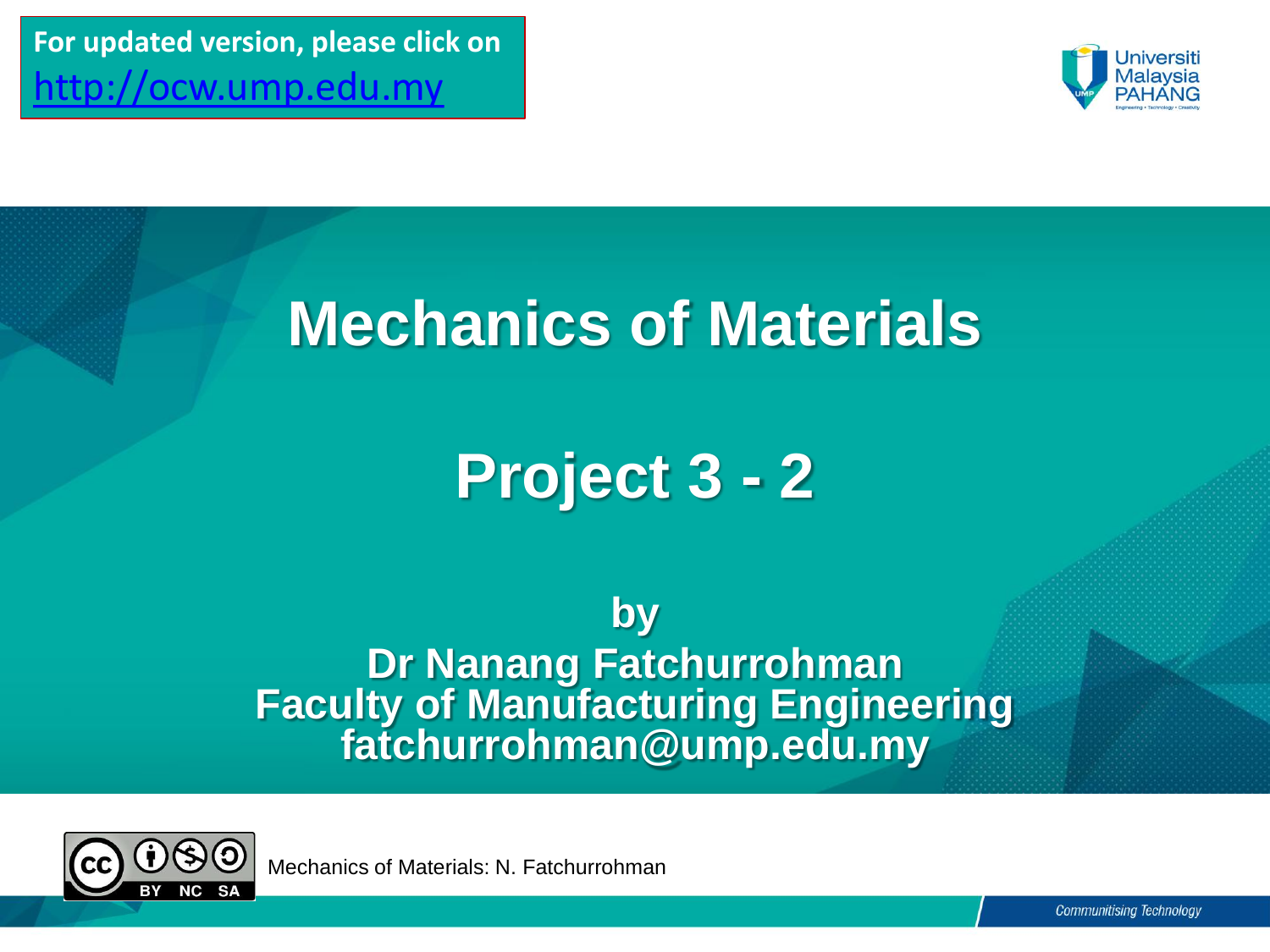For updated version, please click on [http://ocw.ump.edu.my](http://ocw.ump.edu.my)

# Mechanics of Materials

# Project 3 - 2

**by**
**Dr Nanang Fatchurrohman**
**Faculty of Manufacturing Engineering**
**fatchurrohman@ump.edu.my**

Mechanics of Materials: N. Fatchurrohman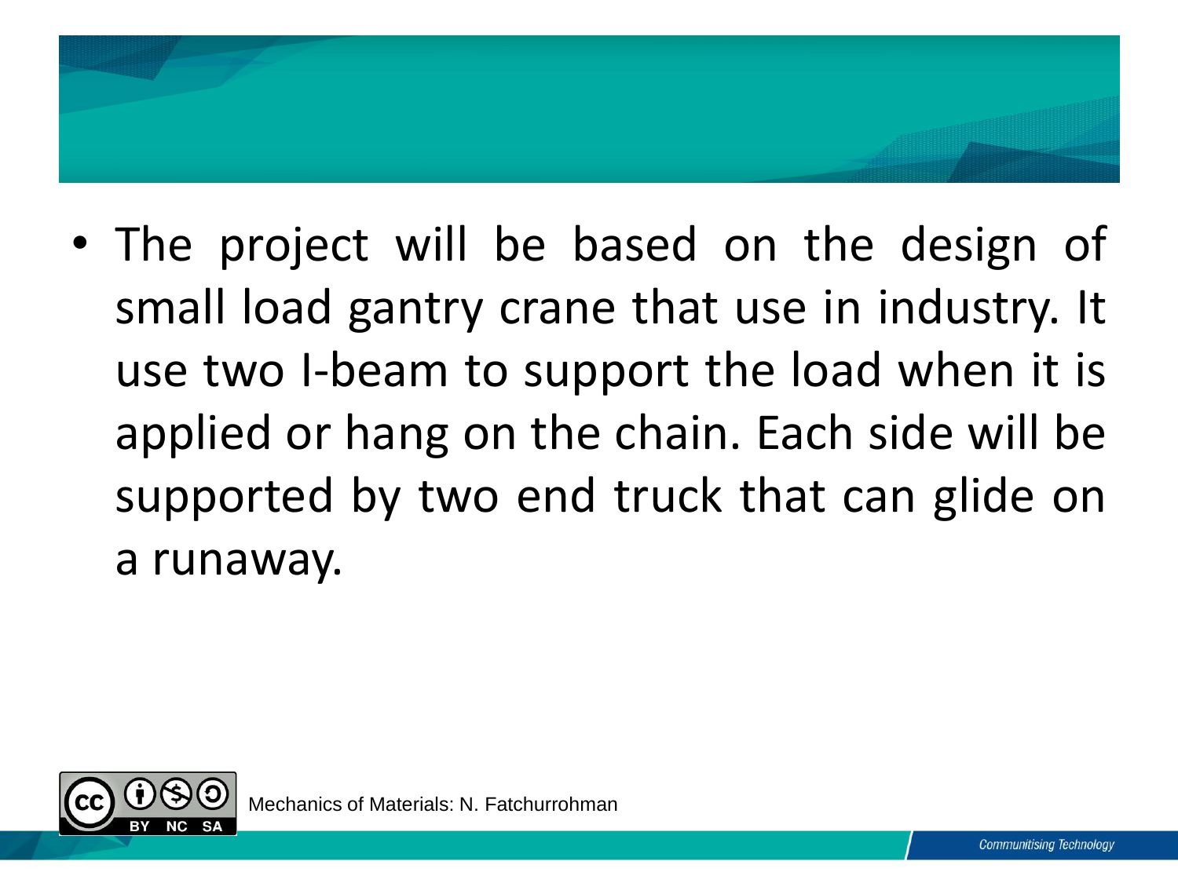- The project will be based on the design of small load gantry crane that use in industry. It use two I-beam to support the load when it is applied or hang on the chain. Each side will be supported by two end truck that can glide on a runaway.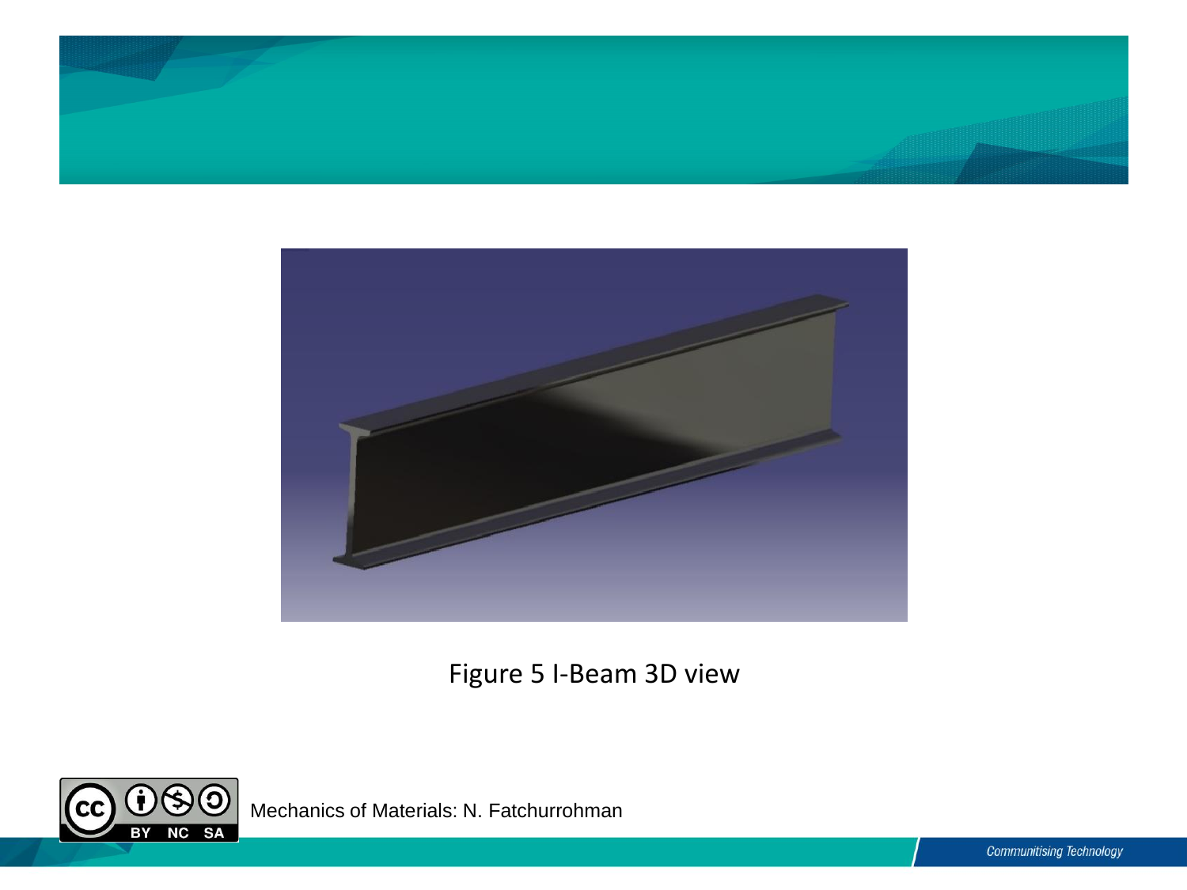Figure 5 I-Beam 3D view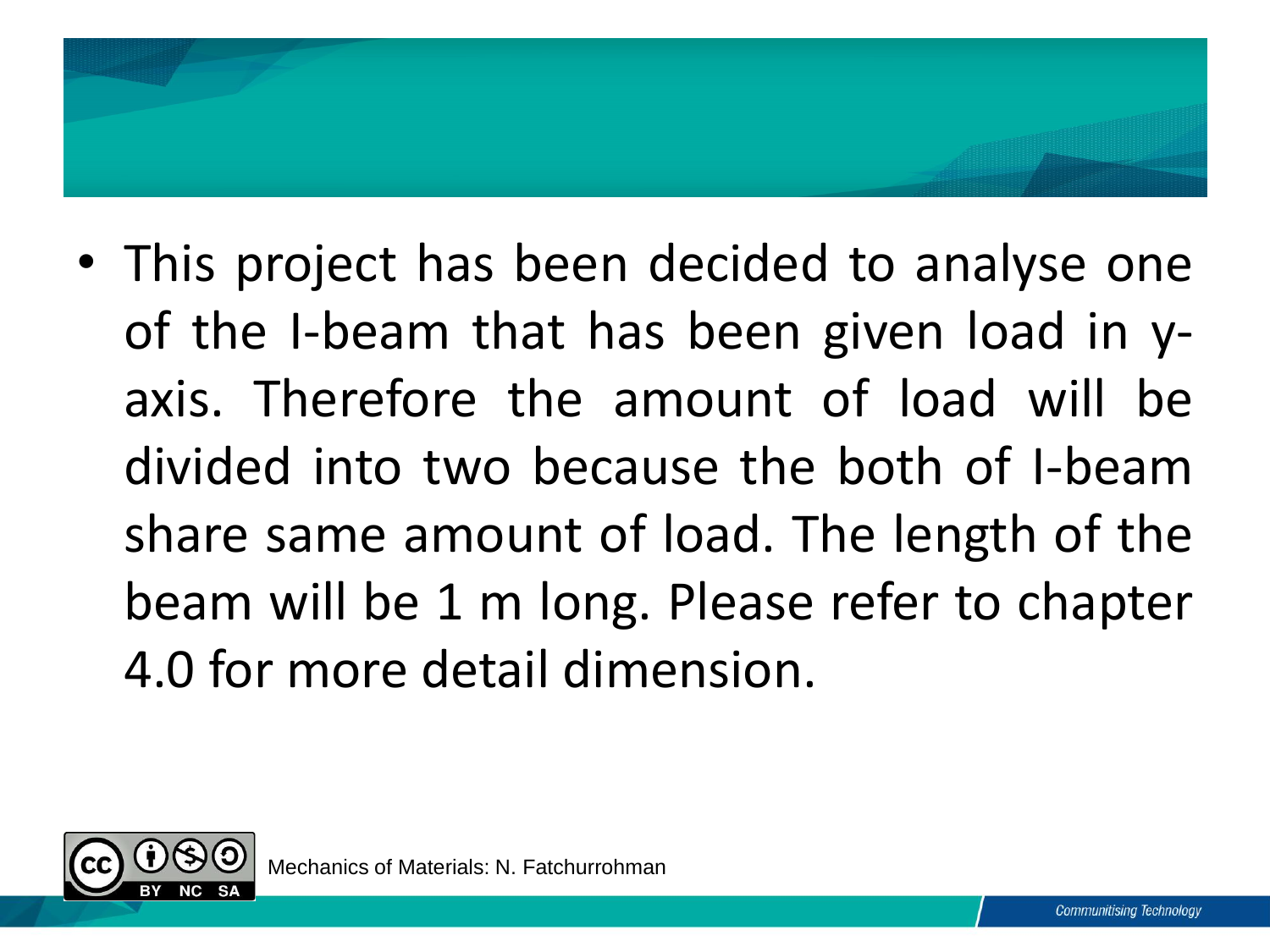- This project has been decided to analyse one of the I-beam that has been given load in y-axis. Therefore the amount of load will be divided into two because the both of I-beam share same amount of load. The length of the beam will be 1 m long. Please refer to chapter 4.0 for more detail dimension.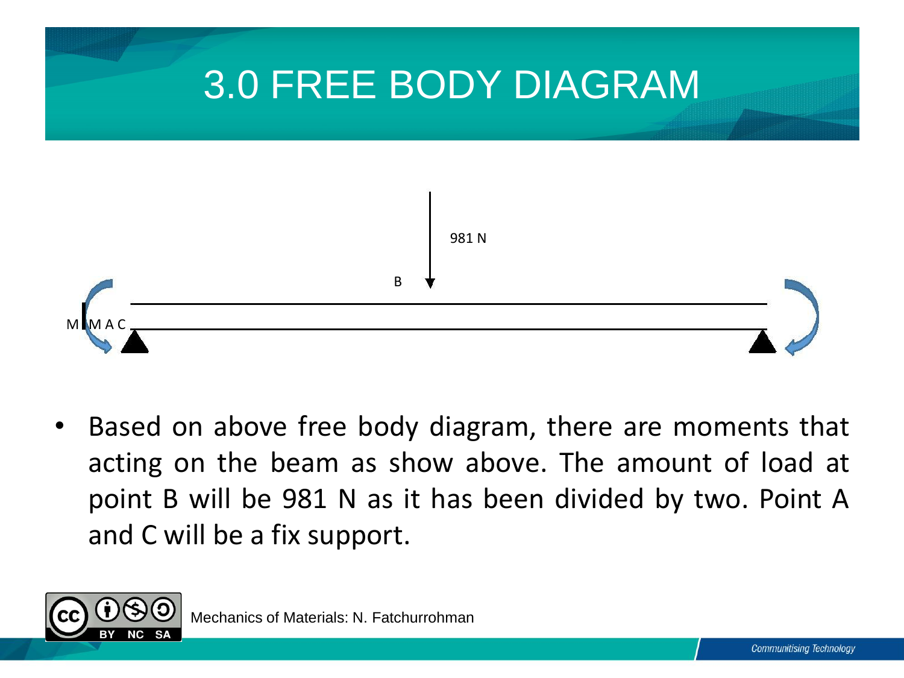# 3.0 FREE BODY DIAGRAM

981 N

B

M M A C

- Based on above free body diagram, there are moments that acting on the beam as show above. The amount of load at point B will be 981 N as it has been divided by two. Point A and C will be a fix support.

Mechanics of Materials: N. Fatchurrohman